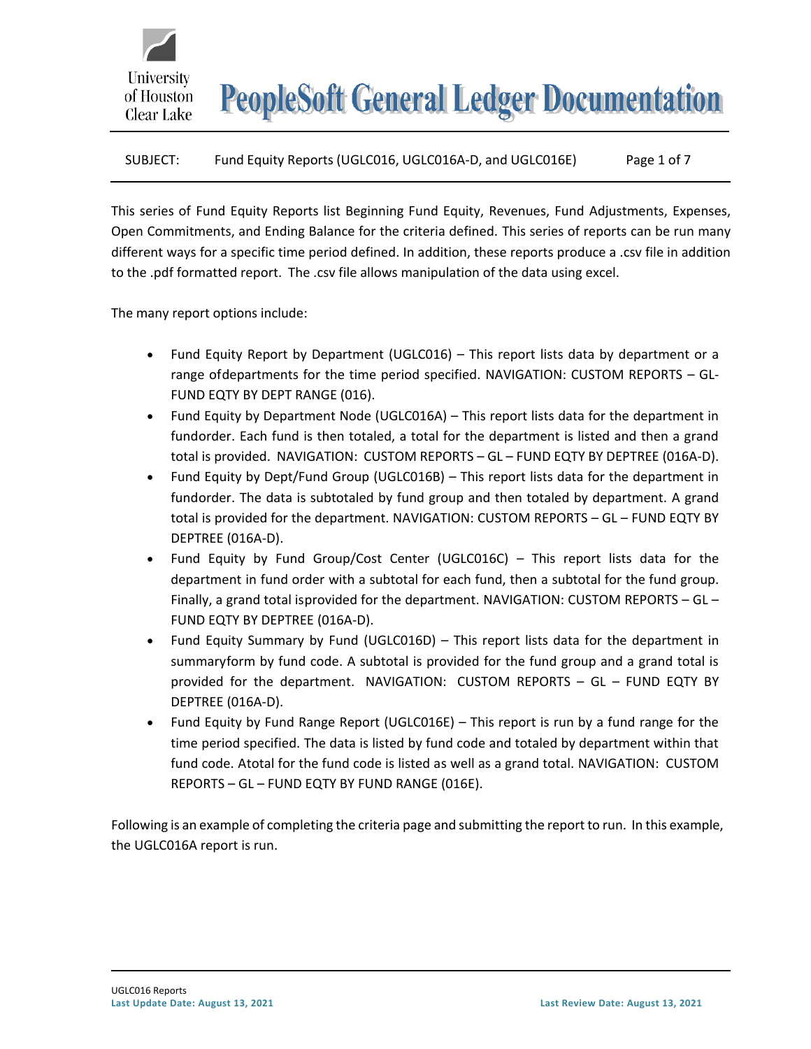# PeopleSoft General Ledger Documentation

SUBJECT: Fund Equity Reports (UGLC016, UGLC016A-D, and UGLC016E)

This series of Fund Equity Reports list Beginning Fund Equity, Revenues, Fund Adjustments, Expenses, Open Commitments, and Ending Balance for the criteria defined. This series of reports can be run many different ways for a specific time period defined. In addition, these reports produce a .csv file in addition to the .pdf formatted report. The .csv file allows manipulation of the data using excel.

The many report options include:

- Fund Equity Report by Department (UGLC016) – This report lists data by department or a range ofdepartments for the time period specified. NAVIGATION: CUSTOM REPORTS – GL-FUND EQTY BY DEPT RANGE (016).
- Fund Equity by Department Node (UGLC016A) – This report lists data for the department in fundorder. Each fund is then totaled, a total for the department is listed and then a grand total is provided. NAVIGATION: CUSTOM REPORTS – GL – FUND EQTY BY DEPTREE (016A-D).
- Fund Equity by Dept/Fund Group (UGLC016B) – This report lists data for the department in fundorder. The data is subtotaled by fund group and then totaled by department. A grand total is provided for the department. NAVIGATION: CUSTOM REPORTS – GL – FUND EQTY BY DEPTREE (016A-D).
- Fund Equity by Fund Group/Cost Center (UGLC016C) – This report lists data for the department in fund order with a subtotal for each fund, then a subtotal for the fund group. Finally, a grand total isprovided for the department. NAVIGATION: CUSTOM REPORTS – GL – FUND EQTY BY DEPTREE (016A-D).
- Fund Equity Summary by Fund (UGLC016D) – This report lists data for the department in summaryform by fund code. A subtotal is provided for the fund group and a grand total is provided for the department. NAVIGATION: CUSTOM REPORTS – GL – FUND EQTY BY DEPTREE (016A-D).
- Fund Equity by Fund Range Report (UGLC016E) – This report is run by a fund range for the time period specified. The data is listed by fund code and totaled by department within that fund code. Atotal for the fund code is listed as well as a grand total. NAVIGATION: CUSTOM REPORTS – GL – FUND EQTY BY FUND RANGE (016E).

Following is an example of completing the criteria page and submitting the report to run. In this example, the UGLC016A report is run.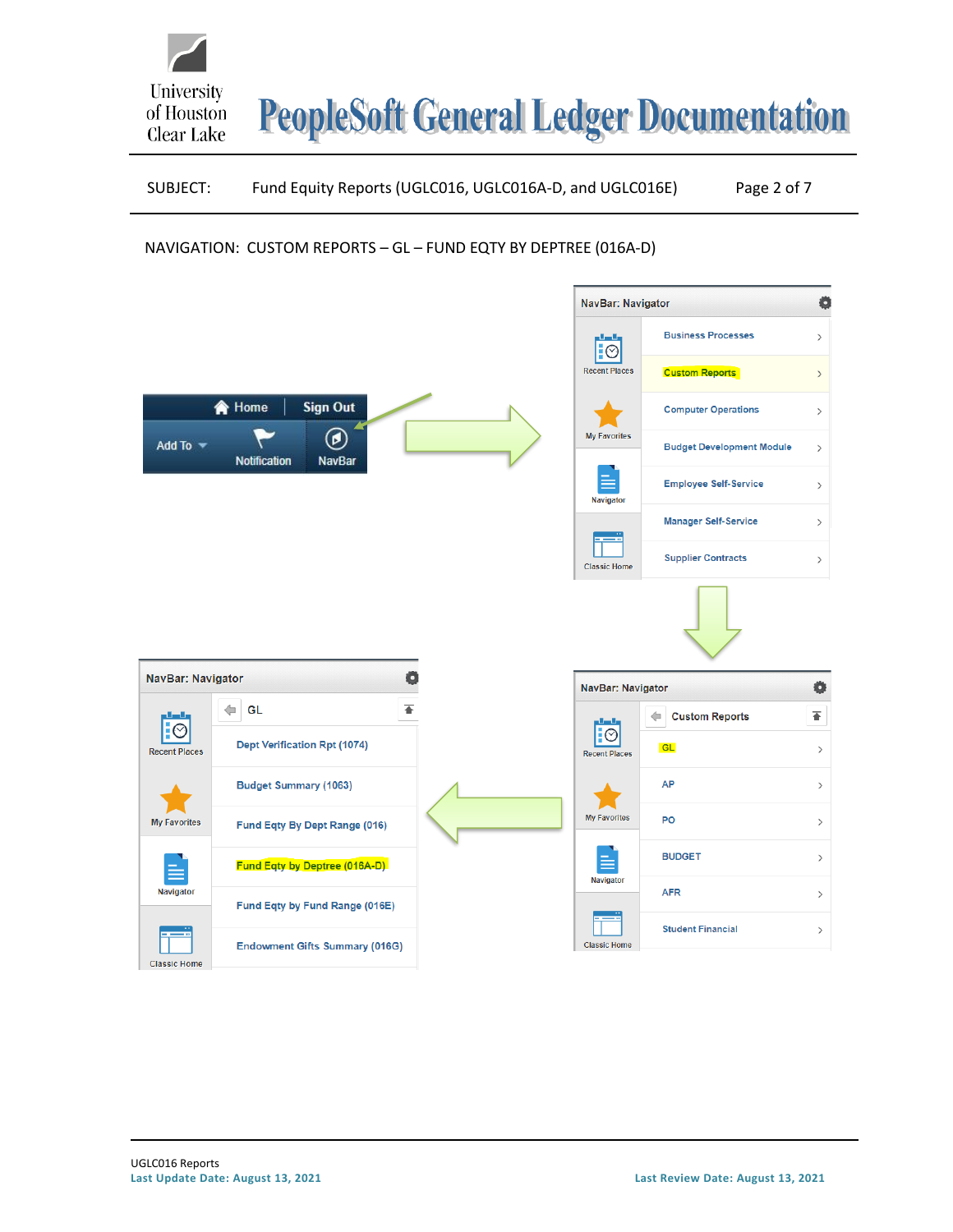NAVIGATION: CUSTOM REPORTS – GL – FUND EQTY BY DEPTREE (016A-D)

Home | Sign Out

Add To | Notification | NavBar

NavBar: Navigator

- Recent Places
- My Favorites
- Navigator
- Classic Home

- Business Processes
- Custom Reports
- Computer Operations
- Budget Development Module
- Employee Self-Service
- Manager Self-Service
- Supplier Contracts

NavBar: Navigator

Custom Reports

- GL
- AP
- PO
- BUDGET
- AFR
- Student Financial

NavBar: Navigator

GL

- Dept Verification Rpt (1074)
- Budget Summary (1063)
- Fund Eqty By Dept Range (016)
- Fund Eqty by Deptree (016A-D)
- Fund Eqty by Fund Range (016E)
- Endowment Gifts Summary (016G)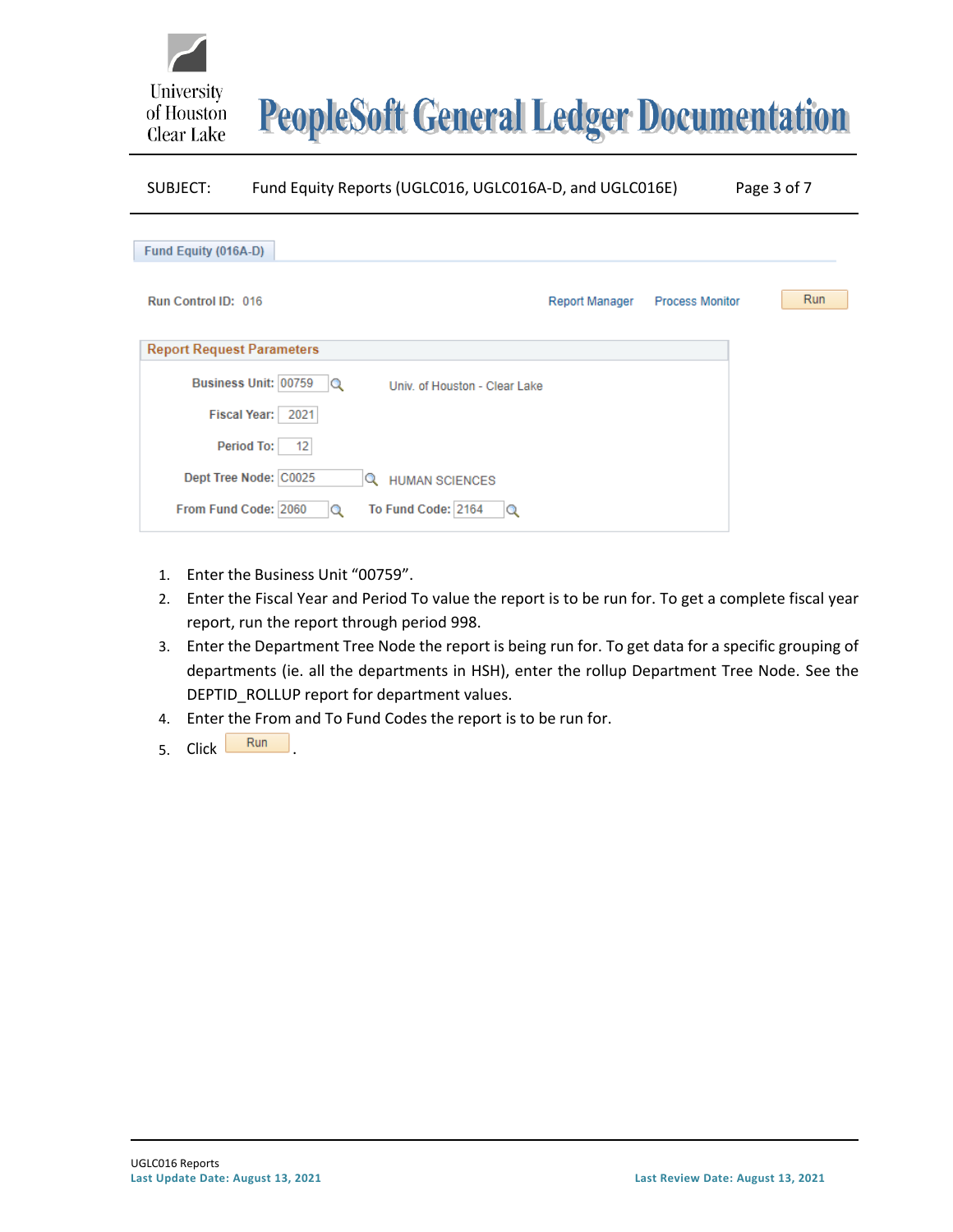**Fund Equity (016A-D)**

Run Control ID: 016 Report Manager Process Monitor Run

**Report Request Parameters**

| Field | Value | Description |
| --- | --- | --- |
| Business Unit: | 00759 | Univ. of Houston - Clear Lake |
| Fiscal Year: | 2021 | |
| Period To: | 12 | |
| Dept Tree Node: | C0025 | HUMAN SCIENCES |
| From Fund Code: | 2060 | To Fund Code: 2164 |

1. Enter the Business Unit “00759”.
2. Enter the Fiscal Year and Period To value the report is to be run for. To get a complete fiscal year report, run the report through period 998.
3. Enter the Department Tree Node the report is being run for. To get data for a specific grouping of departments (ie. all the departments in HSH), enter the rollup Department Tree Node. See the DEPTID_ROLLUP report for department values.
4. Enter the From and To Fund Codes the report is to be run for.
5. Click Run.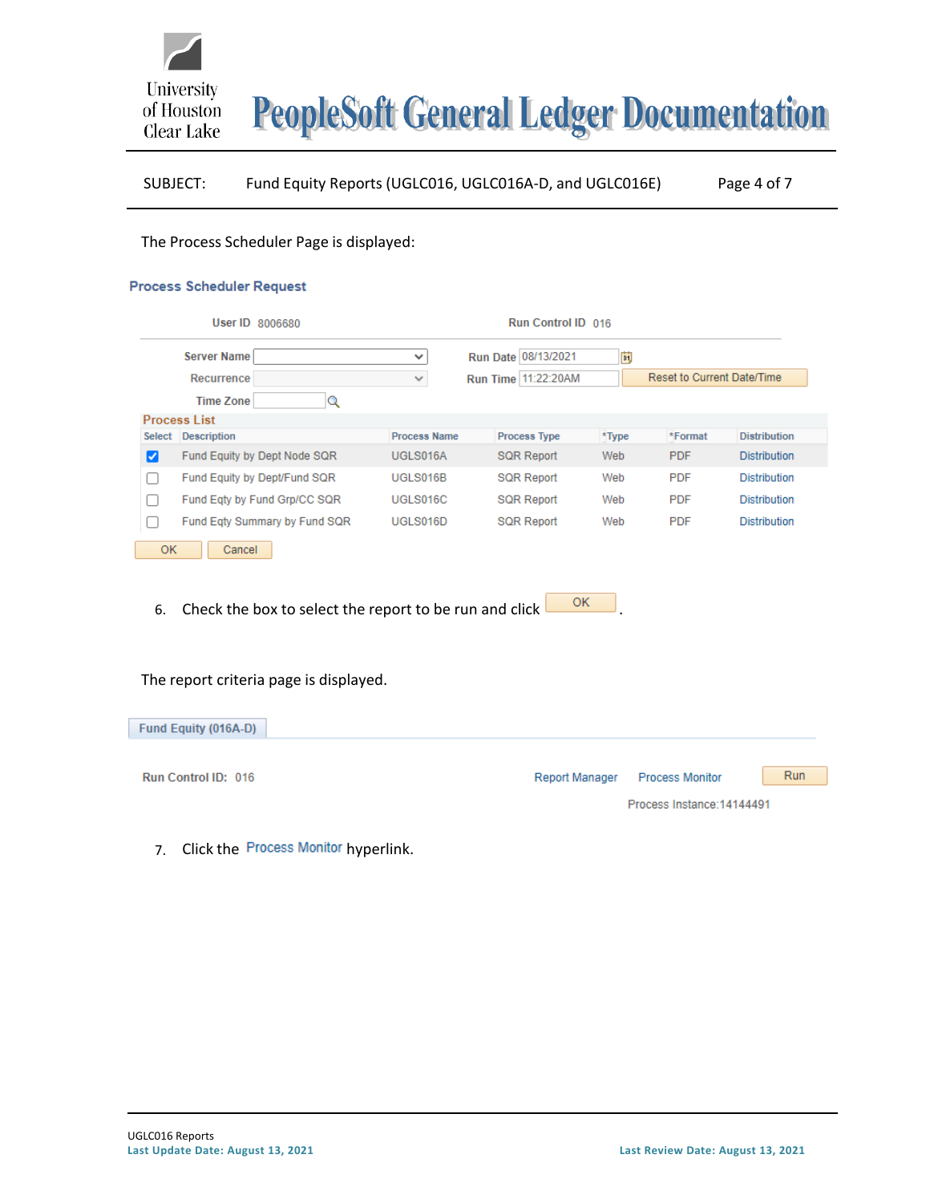The Process Scheduler Page is displayed:

**Process Scheduler Request**

User ID 8006680 Run Control ID 016

Server Name | Run Date 08/13/2021

Recurrence | Run Time 11:22:20AM | Reset to Current Date/Time

Time Zone

**Process List**

| Select | Description | Process Name | Process Type | *Type | *Format | Distribution |
|---|---|---|---|---|---|---|
| ☑ | Fund Equity by Dept Node SQR | UGLS016A | SQR Report | Web | PDF | Distribution |
| ☐ | Fund Equity by Dept/Fund SQR | UGLS016B | SQR Report | Web | PDF | Distribution |
| ☐ | Fund Eqty by Fund Grp/CC SQR | UGLS016C | SQR Report | Web | PDF | Distribution |
| ☐ | Fund Eqty Summary by Fund SQR | UGLS016D | SQR Report | Web | PDF | Distribution |

OK Cancel

6. Check the box to select the report to be run and click OK.

The report criteria page is displayed.

**Fund Equity (016A-D)**

Run Control ID: 016 Report Manager Process Monitor Run

Process Instance:14144491

7. Click the Process Monitor hyperlink.

UGLC016 Reports

Last Update Date: August 13, 2021 Last Review Date: August 13, 2021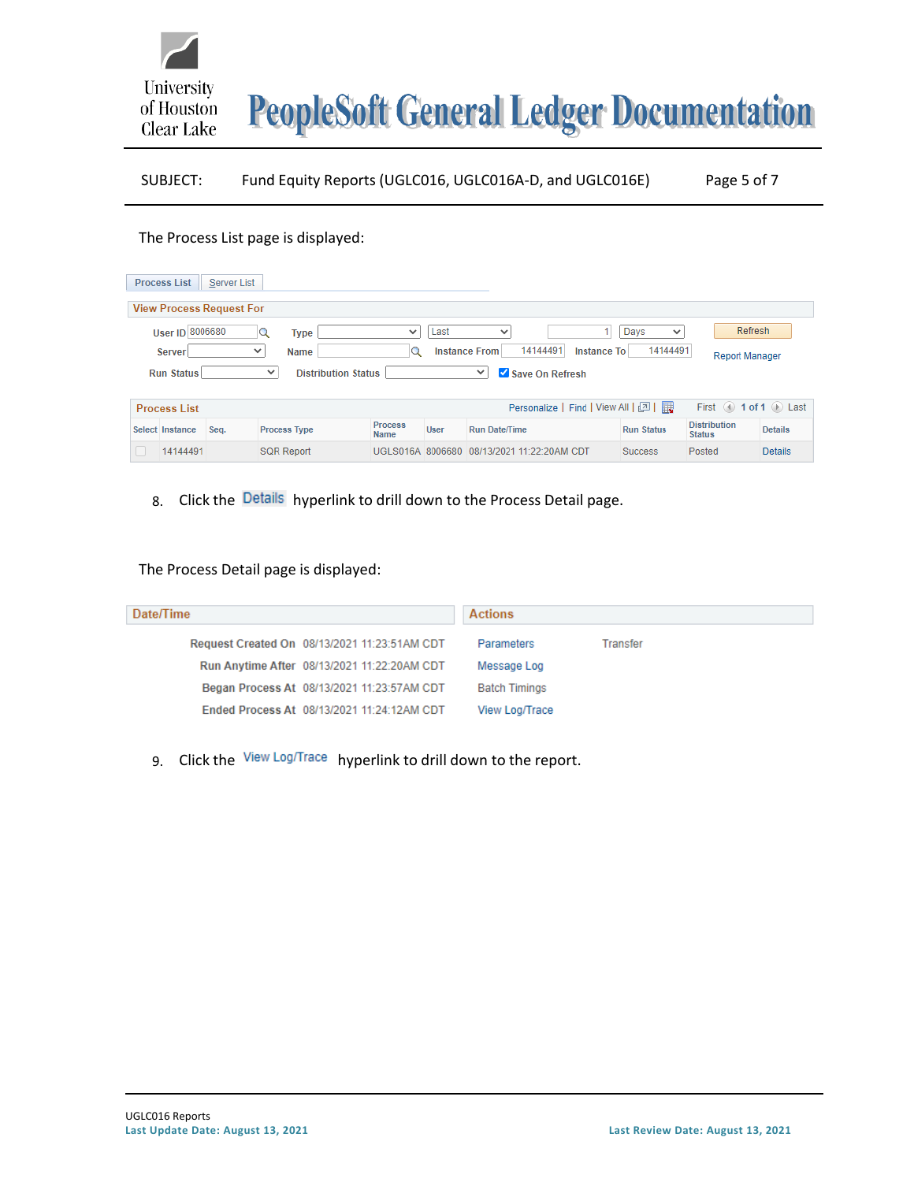The Process List page is displayed:

Process List | Server List

**View Process Request For**

User ID 8006680 | Type | Last | 1 Days | Refresh

Server | Name | Instance From 14144491 | Instance To 14144491 | Report Manager

Run Status | Distribution Status | Save On Refresh

**Process List**

Personalize | Find | View All | First 1 of 1 Last

| Select | Instance | Seq. | Process Type | Process Name | User | Run Date/Time | Run Status | Distribution Status | Details |
|---|---|---|---|---|---|---|---|---|---|
| | 14144491 | | SQR Report | UGLS016A | 8006680 | 08/13/2021 11:22:20AM CDT | Success | Posted | Details |

8. Click the Details hyperlink to drill down to the Process Detail page.

The Process Detail page is displayed:

**Date/Time**

Request Created On 08/13/2021 11:23:51AM CDT

Run Anytime After 08/13/2021 11:22:20AM CDT

Began Process At 08/13/2021 11:23:57AM CDT

Ended Process At 08/13/2021 11:24:12AM CDT

**Actions**

Parameters | Transfer

Message Log

Batch Timings

View Log/Trace

9. Click the View Log/Trace hyperlink to drill down to the report.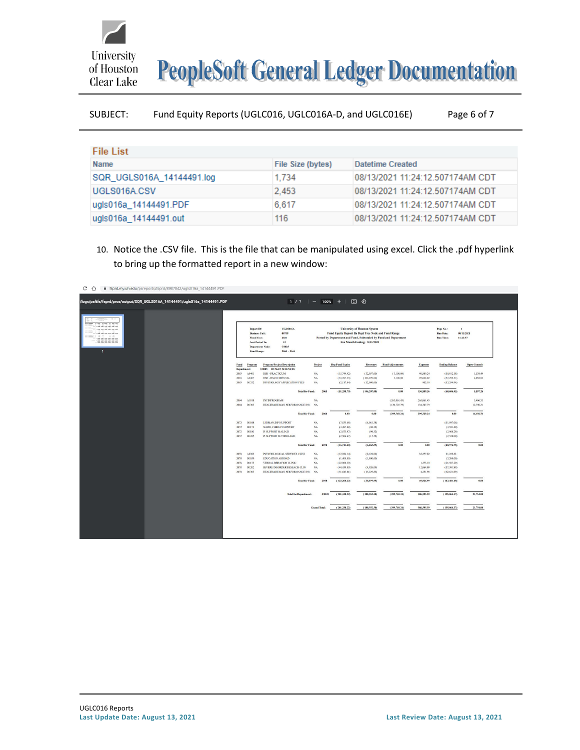**SUBJECT:** Fund Equity Reports (UGLC016, UGLC016A-D, and UGLC016E)

**File List**

| Name | File Size (bytes) | Datetime Created |
|---|---|---|
| SQR_UGLS016A_14144491.log | 1,734 | 08/13/2021 11:24:12.507174AM CDT |
| UGLS016A.CSV | 2,453 | 08/13/2021 11:24:12.507174AM CDT |
| ugls016a_14144491.PDF | 6,617 | 08/13/2021 11:24:12.507174AM CDT |
| ugls016a_14144491.out | 116 | 08/13/2021 11:24:12.507174AM CDT |

10. Notice the .CSV file. This is the file that can be manipulated using excel. Click the .pdf hyperlink to bring up the formatted report in a new window: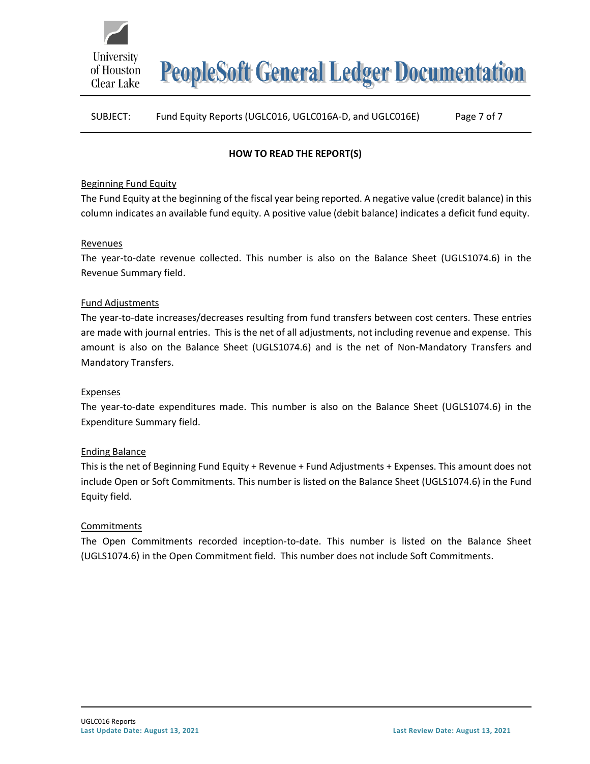## HOW TO READ THE REPORT(S)

Beginning Fund Equity

The Fund Equity at the beginning of the fiscal year being reported. A negative value (credit balance) in this column indicates an available fund equity. A positive value (debit balance) indicates a deficit fund equity.

Revenues

The year-to-date revenue collected. This number is also on the Balance Sheet (UGLS1074.6) in the Revenue Summary field.

Fund Adjustments

The year-to-date increases/decreases resulting from fund transfers between cost centers. These entries are made with journal entries. This is the net of all adjustments, not including revenue and expense. This amount is also on the Balance Sheet (UGLS1074.6) and is the net of Non-Mandatory Transfers and Mandatory Transfers.

Expenses

The year-to-date expenditures made. This number is also on the Balance Sheet (UGLS1074.6) in the Expenditure Summary field.

Ending Balance

This is the net of Beginning Fund Equity + Revenue + Fund Adjustments + Expenses. This amount does not include Open or Soft Commitments. This number is listed on the Balance Sheet (UGLS1074.6) in the Fund Equity field.

Commitments

The Open Commitments recorded inception-to-date. This number is listed on the Balance Sheet (UGLS1074.6) in the Open Commitment field. This number does not include Soft Commitments.